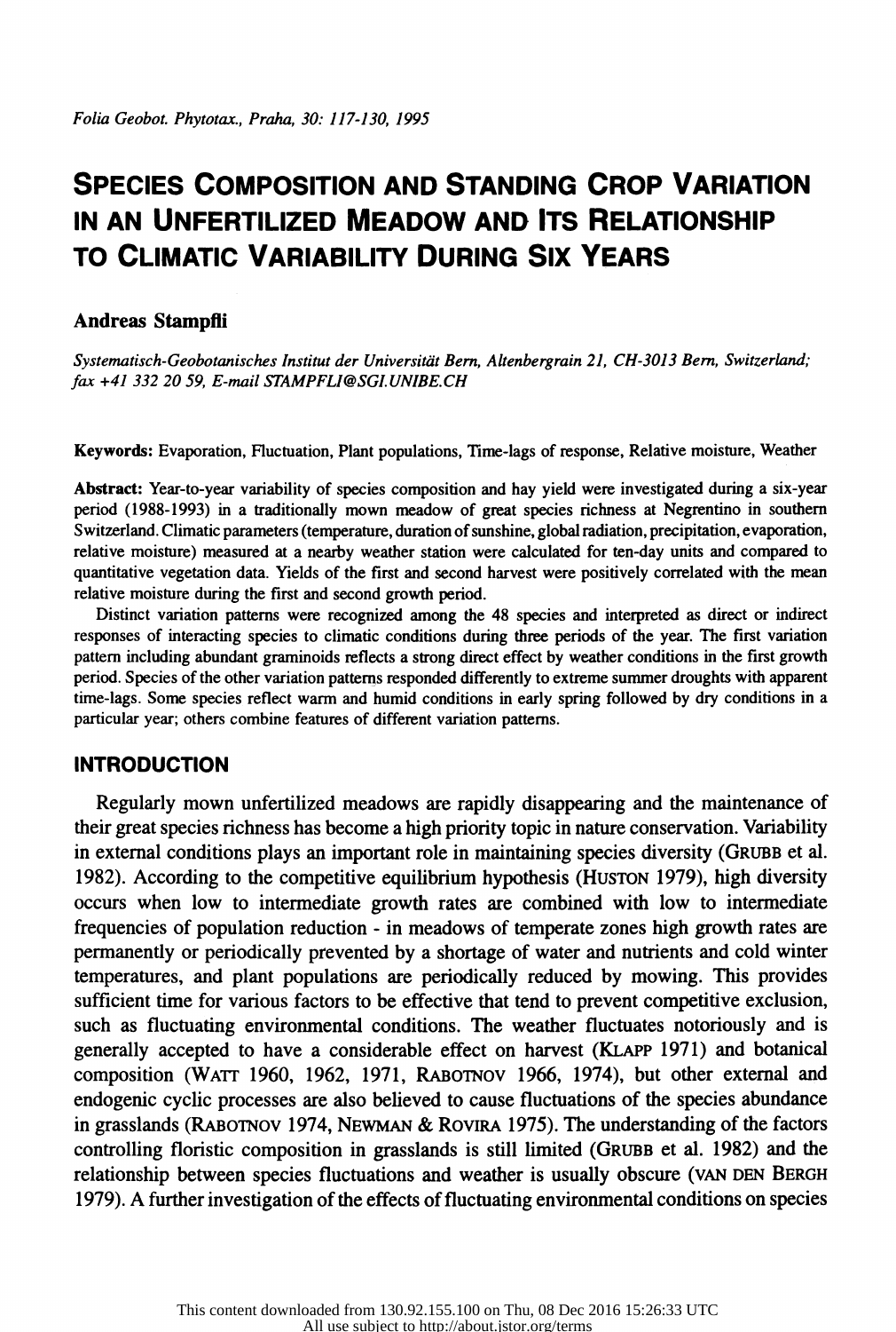*Folia Geobot. Phytotax., Praha, 30: 117-130, 1995*

# SPECIES COMPOSITION AND STANDING CROP VARIATION IN AN UNFERTILIZED MEADOW AND ITS RELATIONSHIP TO CLIMATIC VARIABILITY DURING SIX YEARS

**Andreas Stampfli**

*Systematisch-Geobotanisches Institut der Universität Bern, Altenbergrain 21, CH-3013 Bern, Switzerland; fax +41 332 20 59, E-mail STAMPFLI@SGI.UNIBE.CH*

**Keywords:** Evaporation, Fluctuation, Plant populations, Time-lags of response, Relative moisture, Weather

**Abstract:** Year-to-year variability of species composition and hay yield were investigated during a six-year period (1988-1993) in a traditionally mown meadow of great species richness at Negrentino in southern Switzerland. Climatic parameters (temperature, duration of sunshine, global radiation, precipitation, evaporation, relative moisture) measured at a nearby weather station were calculated for ten-day units and compared to quantitative vegetation data. Yields of the first and second harvest were positively correlated with the mean relative moisture during the first and second growth period.

Distinct variation patterns were recognized among the 48 species and interpreted as direct or indirect responses of interacting species to climatic conditions during three periods of the year. The first variation pattern including abundant graminoids reflects a strong direct effect by weather conditions in the first growth period. Species of the other variation patterns responded differently to extreme summer droughts with apparent time-lags. Some species reflect warm and humid conditions in early spring followed by dry conditions in a particular year; others combine features of different variation patterns.

## INTRODUCTION

Regularly mown unfertilized meadows are rapidly disappearing and the maintenance of their great species richness has become a high priority topic in nature conservation. Variability in external conditions plays an important role in maintaining species diversity (GRUBB et al. 1982). According to the competitive equilibrium hypothesis (HUSTON 1979), high diversity occurs when low to intermediate growth rates are combined with low to intermediate frequencies of population reduction - in meadows of temperate zones high growth rates are permanently or periodically prevented by a shortage of water and nutrients and cold winter temperatures, and plant populations are periodically reduced by mowing. This provides sufficient time for various factors to be effective that tend to prevent competitive exclusion, such as fluctuating environmental conditions. The weather fluctuates notoriously and is generally accepted to have a considerable effect on harvest (KLAPP 1971) and botanical composition (WATT 1960, 1962, 1971, RABOTNOV 1966, 1974), but other external and endogenic cyclic processes are also believed to cause fluctuations of the species abundance in grasslands (RABOTNOV 1974, NEWMAN & ROVIRA 1975). The understanding of the factors controlling floristic composition in grasslands is still limited (GRUBB et al. 1982) and the relationship between species fluctuations and weather is usually obscure (VAN DEN BERGH 1979). A further investigation of the effects of fluctuating environmental conditions on species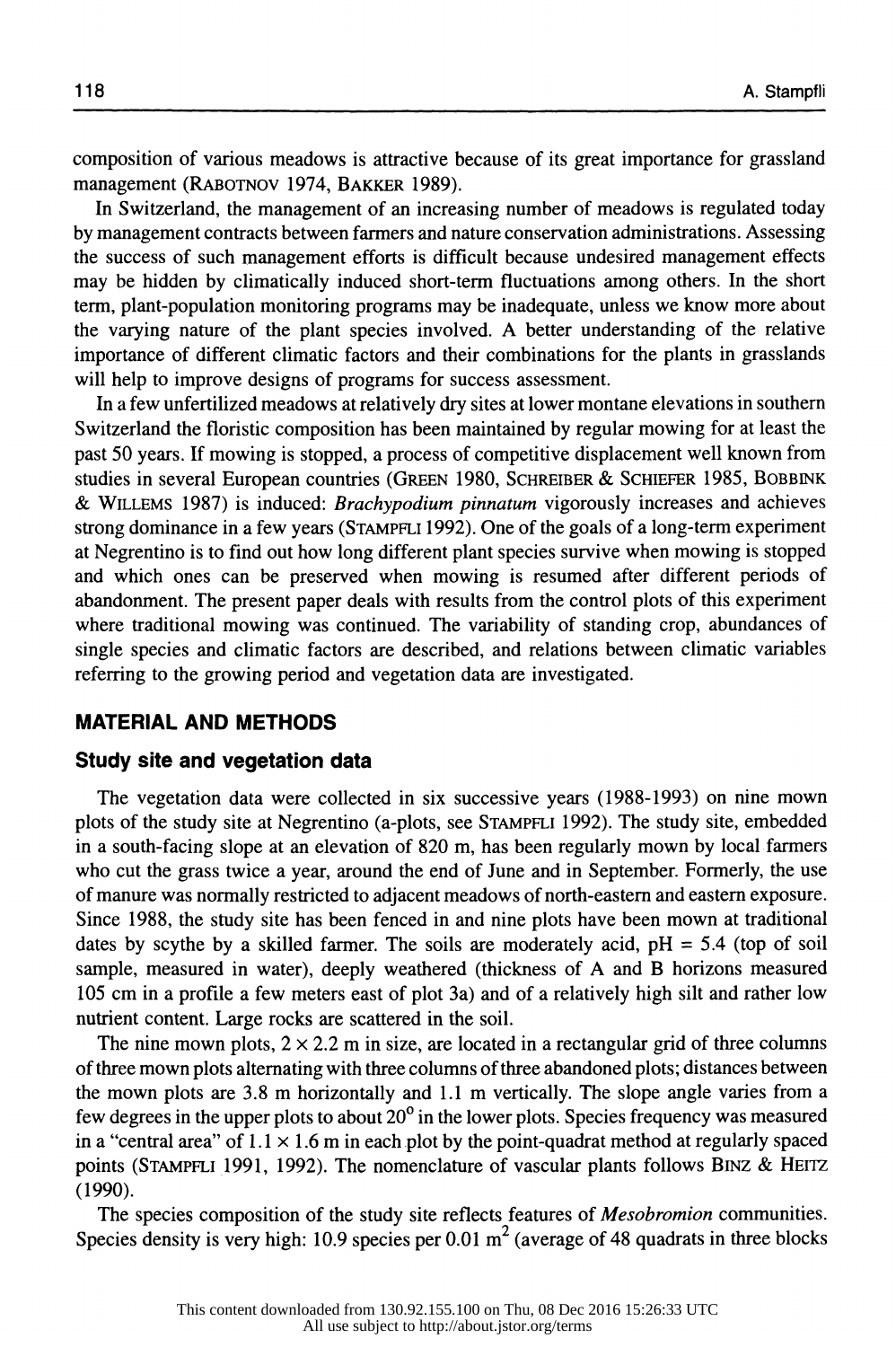composition of various meadows is attractive because of its great importance for grassland management (RABOTNOV 1974, BAKKER 1989).

In Switzerland, the management of an increasing number of meadows is regulated today by management contracts between farmers and nature conservation administrations. Assessing the success of such management efforts is difficult because undesired management effects may be hidden by climatically induced short-term fluctuations among others. In the short term, plant-population monitoring programs may be inadequate, unless we know more about the varying nature of the plant species involved. A better understanding of the relative importance of different climatic factors and their combinations for the plants in grasslands will help to improve designs of programs for success assessment.

In a few unfertilized meadows at relatively dry sites at lower montane elevations in southern Switzerland the floristic composition has been maintained by regular mowing for at least the past 50 years. If mowing is stopped, a process of competitive displacement well known from studies in several European countries (GREEN 1980, SCHREIBER & SCHIEFER 1985, BOBBINK & WILLEMS 1987) is induced: *Brachypodium pinnatum* vigorously increases and achieves strong dominance in a few years (STAMPFLI 1992). One of the goals of a long-term experiment at Negrentino is to find out how long different plant species survive when mowing is stopped and which ones can be preserved when mowing is resumed after different periods of abandonment. The present paper deals with results from the control plots of this experiment where traditional mowing was continued. The variability of standing crop, abundances of single species and climatic factors are described, and relations between climatic variables referring to the growing period and vegetation data are investigated.

## MATERIAL AND METHODS

### Study site and vegetation data

The vegetation data were collected in six successive years (1988-1993) on nine mown plots of the study site at Negrentino (a-plots, see STAMPFLI 1992). The study site, embedded in a south-facing slope at an elevation of 820 m, has been regularly mown by local farmers who cut the grass twice a year, around the end of June and in September. Formerly, the use of manure was normally restricted to adjacent meadows of north-eastern and eastern exposure. Since 1988, the study site has been fenced in and nine plots have been mown at traditional dates by scythe by a skilled farmer. The soils are moderately acid, pH = 5.4 (top of soil sample, measured in water), deeply weathered (thickness of A and B horizons measured 105 cm in a profile a few meters east of plot 3a) and of a relatively high silt and rather low nutrient content. Large rocks are scattered in the soil.

The nine mown plots, $2 \times 2.2$ m in size, are located in a rectangular grid of three columns of three mown plots alternating with three columns of three abandoned plots; distances between the mown plots are 3.8 m horizontally and 1.1 m vertically. The slope angle varies from a few degrees in the upper plots to about 20° in the lower plots. Species frequency was measured in a "central area" of $1.1 \times 1.6$ m in each plot by the point-quadrat method at regularly spaced points (STAMPFLI 1991, 1992). The nomenclature of vascular plants follows BINZ & HEITZ (1990).

The species composition of the study site reflects features of *Mesobromion* communities. Species density is very high: 10.9 species per 0.01 $m^2$ (average of 48 quadrats in three blocks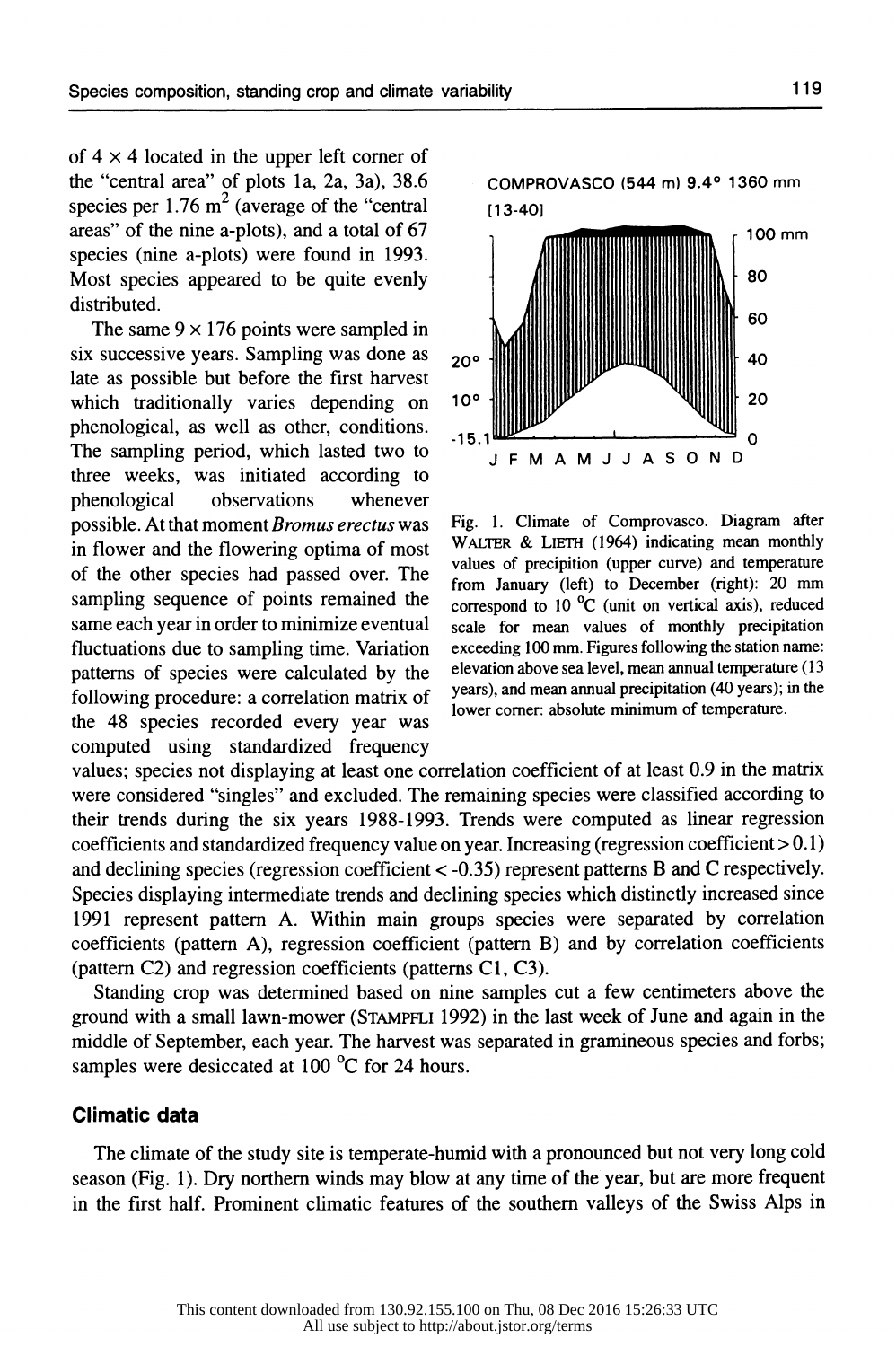of 4 × 4 located in the upper left corner of the "central area" of plots 1a, 2a, 3a), 38.6 species per 1.76 $m^2$ (average of the "central areas" of the nine a-plots), and a total of 67 species (nine a-plots) were found in 1993. Most species appeared to be quite evenly distributed.

The same 9 × 176 points were sampled in six successive years. Sampling was done as late as possible but before the first harvest which traditionally varies depending on phenological, as well as other, conditions. The sampling period, which lasted two to three weeks, was initiated according to phenological observations whenever possible. At that moment *Bromus erectus* was in flower and the flowering optima of most of the other species had passed over. The sampling sequence of points remained the same each year in order to minimize eventual fluctuations due to sampling time. Variation patterns of species were calculated by the following procedure: a correlation matrix of the 48 species recorded every year was computed using standardized frequency values; species not displaying at least one correlation coefficient of at least 0.9 in the matrix were considered "singles" and excluded. The remaining species were classified according to their trends during the six years 1988-1993. Trends were computed as linear regression coefficients and standardized frequency value on year. Increasing (regression coefficient > 0.1) and declining species (regression coefficient < -0.35) represent patterns B and C respectively. Species displaying intermediate trends and declining species which distinctly increased since 1991 represent pattern A. Within main groups species were separated by correlation coefficients (pattern A), regression coefficient (pattern B) and by correlation coefficients (pattern C2) and regression coefficients (patterns C1, C3).

COMPROVASCO (544 m) 9.4° 1360 mm
[13-40]

Fig. 1. Climate of Comprovasco. Diagram after WALTER & LIETH (1964) indicating mean monthly values of precipition (upper curve) and temperature from January (left) to December (right): 20 mm correspond to 10 °C (unit on vertical axis), reduced scale for mean values of monthly precipitation exceeding 100 mm. Figures following the station name: elevation above sea level, mean annual temperature (13 years), and mean annual precipitation (40 years); in the lower corner: absolute minimum of temperature.

Standing crop was determined based on nine samples cut a few centimeters above the ground with a small lawn-mower (STAMPFLI 1992) in the last week of June and again in the middle of September, each year. The harvest was separated in gramineous species and forbs; samples were desiccated at 100 °C for 24 hours.

## Climatic data

The climate of the study site is temperate-humid with a pronounced but not very long cold season (Fig. 1). Dry northern winds may blow at any time of the year, but are more frequent in the first half. Prominent climatic features of the southern valleys of the Swiss Alps in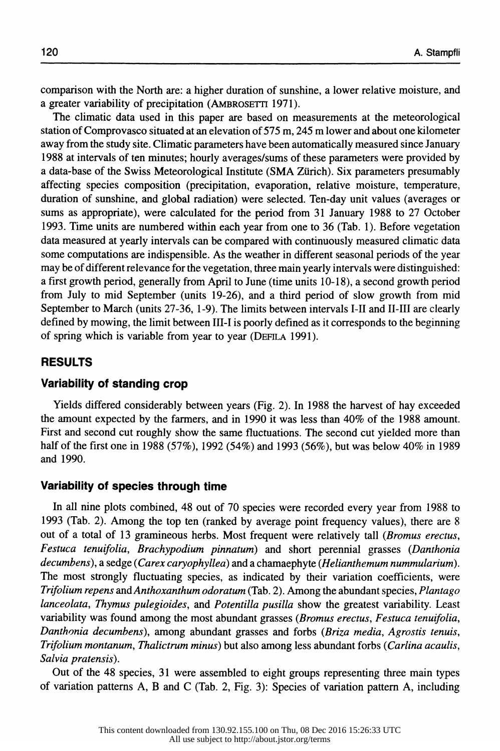comparison with the North are: a higher duration of sunshine, a lower relative moisture, and a greater variability of precipitation (AMBROSETTI 1971).

The climatic data used in this paper are based on measurements at the meteorological station of Comprovasco situated at an elevation of 575 m, 245 m lower and about one kilometer away from the study site. Climatic parameters have been automatically measured since January 1988 at intervals of ten minutes; hourly averages/sums of these parameters were provided by a data-base of the Swiss Meteorological Institute (SMA Zürich). Six parameters presumably affecting species composition (precipitation, evaporation, relative moisture, temperature, duration of sunshine, and global radiation) were selected. Ten-day unit values (averages or sums as appropriate), were calculated for the period from 31 January 1988 to 27 October 1993. Time units are numbered within each year from one to 36 (Tab. 1). Before vegetation data measured at yearly intervals can be compared with continuously measured climatic data some computations are indispensible. As the weather in different seasonal periods of the year may be of different relevance for the vegetation, three main yearly intervals were distinguished: a first growth period, generally from April to June (time units 10-18), a second growth period from July to mid September (units 19-26), and a third period of slow growth from mid September to March (units 27-36, 1-9). The limits between intervals I-II and II-III are clearly defined by mowing, the limit between III-I is poorly defined as it corresponds to the beginning of spring which is variable from year to year (DEFILA 1991).

## RESULTS

### Variability of standing crop

Yields differed considerably between years (Fig. 2). In 1988 the harvest of hay exceeded the amount expected by the farmers, and in 1990 it was less than 40% of the 1988 amount. First and second cut roughly show the same fluctuations. The second cut yielded more than half of the first one in 1988 (57%), 1992 (54%) and 1993 (56%), but was below 40% in 1989 and 1990.

### Variability of species through time

In all nine plots combined, 48 out of 70 species were recorded every year from 1988 to 1993 (Tab. 2). Among the top ten (ranked by average point frequency values), there are 8 out of a total of 13 gramineous herbs. Most frequent were relatively tall (*Bromus erectus*, *Festuca tenuifolia*, *Brachypodium pinnatum*) and short perennial grasses (*Danthonia decumbens*), a sedge (*Carex caryophyllea*) and a chamaephyte (*Helianthemum nummularium*). The most strongly fluctuating species, as indicated by their variation coefficients, were *Trifolium repens* and *Anthoxanthum odoratum* (Tab. 2). Among the abundant species, *Plantago lanceolata*, *Thymus pulegioides*, and *Potentilla pusilla* show the greatest variability. Least variability was found among the most abundant grasses (*Bromus erectus*, *Festuca tenuifolia*, *Danthonia decumbens*), among abundant grasses and forbs (*Briza media*, *Agrostis tenuis*, *Trifolium montanum*, *Thalictrum minus*) but also among less abundant forbs (*Carlina acaulis*, *Salvia pratensis*).

Out of the 48 species, 31 were assembled to eight groups representing three main types of variation patterns A, B and C (Tab. 2, Fig. 3): Species of variation pattern A, including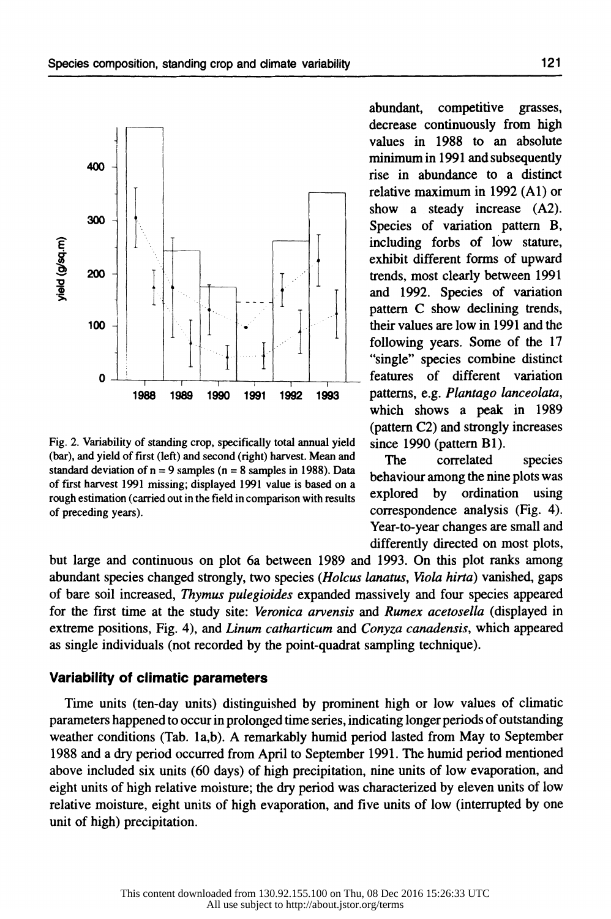Fig. 2. Variability of standing crop, specifically total annual yield (bar), and yield of first (left) and second (right) harvest. Mean and standard deviation of n = 9 samples (n = 8 samples in 1988). Data of first harvest 1991 missing; displayed 1991 value is based on a rough estimation (carried out in the field in comparison with results of preceding years).

abundant, competitive grasses, decrease continuously from high values in 1988 to an absolute minimum in 1991 and subsequently rise in abundance to a distinct relative maximum in 1992 (A1) or show a steady increase (A2). Species of variation pattern B, including forbs of low stature, exhibit different forms of upward trends, most clearly between 1991 and 1992. Species of variation pattern C show declining trends, their values are low in 1991 and the following years. Some of the 17 "single" species combine distinct features of different variation patterns, e.g. *Plantago lanceolata*, which shows a peak in 1989 (pattern C2) and strongly increases since 1990 (pattern B1).

The correlated species behaviour among the nine plots was explored by ordination using correspondence analysis (Fig. 4). Year-to-year changes are small and differently directed on most plots, but large and continuous on plot 6a between 1989 and 1993. On this plot ranks among abundant species changed strongly, two species (*Holcus lanatus*, *Viola hirta*) vanished, gaps of bare soil increased, *Thymus pulegioides* expanded massively and four species appeared for the first time at the study site: *Veronica arvensis* and *Rumex acetosella* (displayed in extreme positions, Fig. 4), and *Linum catharticum* and *Conyza canadensis*, which appeared as single individuals (not recorded by the point-quadrat sampling technique).

## Variability of climatic parameters

Time units (ten-day units) distinguished by prominent high or low values of climatic parameters happened to occur in prolonged time series, indicating longer periods of outstanding weather conditions (Tab. 1a,b). A remarkably humid period lasted from May to September 1988 and a dry period occurred from April to September 1991. The humid period mentioned above included six units (60 days) of high precipitation, nine units of low evaporation, and eight units of high relative moisture; the dry period was characterized by eleven units of low relative moisture, eight units of high evaporation, and five units of low (interrupted by one unit of high) precipitation.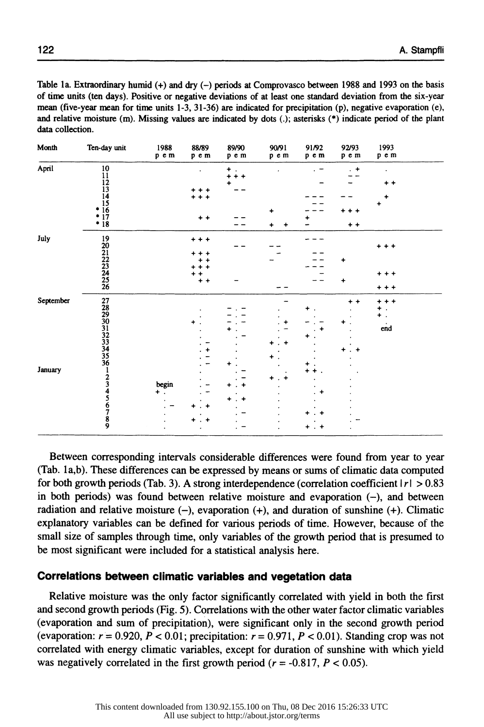Table 1a. Extraordinary humid (+) and dry (–) periods at Comprovasco between 1988 and 1993 on the basis of time units (ten days). Positive or negative deviations of at least one standard deviation from the six-year mean (five-year mean for time units 1-3, 31-36) are indicated for precipitation (p), negative evaporation (e), and relative moisture (m). Missing values are indicated by dots (.); asterisks (*) indicate period of the plant data collection.

| Month | Ten-day unit | 1988 | | | 88/89 | | | 89/90 | | | 90/91 | | | 91/92 | | | 92/93 | | | 1993 | | |
|---|---|---|---|---|---|---|---|---|---|---|---|---|---|---|---|---|---|---|---|---|---|---|
| | | p | e | m | p | e | m | p | e | m | p | e | m | p | e | m | p | e | m | p | e | m |
| April | 10 | | | | | . | | + | . | | | . | | | . | – | | . | + | | . | |
| | 11 | | | | | | | + | + | + | | | | | | | | – | – | | | |
| | 12 | | | | | | | + | | | | | | | | – | | – | | | + | + |
| | 13 | | | | + | + | + | | – | – | | | | | | | | | | | | |
| | 14 | | | | + | + | + | | | | | | | – | – | – | | – | – | | | + |
| | 15 | | | | | | | | | | | | | | – | – | | | | | + | |
| | * 16 | | | | | | | | | | | + | | – | – | – | + | + | + | | | |
| | * 17 | | | | | + | + | | – | – | | | | + | | | | | | | | |
| | * 18 | | | | | | | | – | – | + | | + | – | | | | + | + | | | |
| July | 19 | | | | + | + | + | | | | | | | – | – | – | | | | | | |
| | 20 | | | | | | | | – | – | | – | – | | | | | | | + | + | + |
| | 21 | | | | + | + | + | | | | | | – | | – | – | | | | | | |
| | 22 | | | | | + | + | | | | | – | | | – | – | | + | | | | |
| | 23 | | | | + | + | + | | | | | | | – | – | – | | | | | | |
| | 24 | | | | | + | + | | | | | | | | | – | | | | + | + | + |
| | 25 | | | | | + | + | | – | | | | | | – | – | | + | | | | |
| | 26 | | | | | | | | | | | – | – | | | | | | | + | + | + |
| September | 27 | | | | | | | | | | | | – | | | | | + | + | + | + | + |
| | 28 | | | | | . | | – | . | – | | . | | + | . | | | . | | + | . | |
| | 29 | | | | | . | | – | . | – | | . | | | . | | | . | | + | . | |
| | 30 | | | | + | . | | – | . | – | | . | + | – | . | – | + | . | | | . | |
| | 31 | | | | | . | | + | . | | | . | – | | . | + | | . | | | end | |
| | 32 | | | | | . | | | . | – | | . | | + | . | | | . | | | | |
| | 33 | | | | | . | – | | . | | + | . | + | | . | | | . | | | | |
| | 34 | | | | | . | + | | . | | | . | | | . | | + | . | + | | | |
| | 35 | | | | | . | – | | . | | + | . | | | . | | | . | | | | |
| | 36 | | | | | . | – | + | . | | | . | | + | . | | | . | | | | |
| January | 1 | | | | | . | | | . | – | | . | | + | + | . | | . | | | | |
| | 2 | | | | | . | | | . | – | + | . | + | | . | | | . | | | | |
| | 3 | | begin | | | . | – | + | . | + | | . | | | . | | | . | | | | |
| | 4 | + | . | | | . | – | | . | | | . | | | . | + | | . | | | | |
| | 5 | | . | | | . | | + | . | + | | . | | | . | | | . | | | | |
| | 6 | | . | – | + | . | + | | . | | | . | | | . | | | . | | | | |
| | 7 | | . | | | . | | | . | – | | . | | + | . | + | | . | | | | |
| | 8 | | . | | + | . | + | | . | | | . | | | . | | | . | – | | | |
| | 9 | | . | | | . | | | . | – | | . | | + | . | + | | . | | | | |

Between corresponding intervals considerable differences were found from year to year (Tab. 1a,b). These differences can be expressed by means or sums of climatic data computed for both growth periods (Tab. 3). A strong interdependence (correlation coefficient $|r| > 0.83$ in both periods) was found between relative moisture and evaporation (–), and between radiation and relative moisture (–), evaporation (+), and duration of sunshine (+). Climatic explanatory variables can be defined for various periods of time. However, because of the small size of samples through time, only variables of the growth period that is presumed to be most significant were included for a statistical analysis here.

## Correlations between climatic variables and vegetation data

Relative moisture was the only factor significantly correlated with yield in both the first and second growth periods (Fig. 5). Correlations with the other water factor climatic variables (evaporation and sum of precipitation), were significant only in the second growth period (evaporation: $r = 0.920$, $P < 0.01$; precipitation: $r = 0.971$, $P < 0.01$). Standing crop was not correlated with energy climatic variables, except for duration of sunshine with which yield was negatively correlated in the first growth period ($r = -0.817$, $P < 0.05$).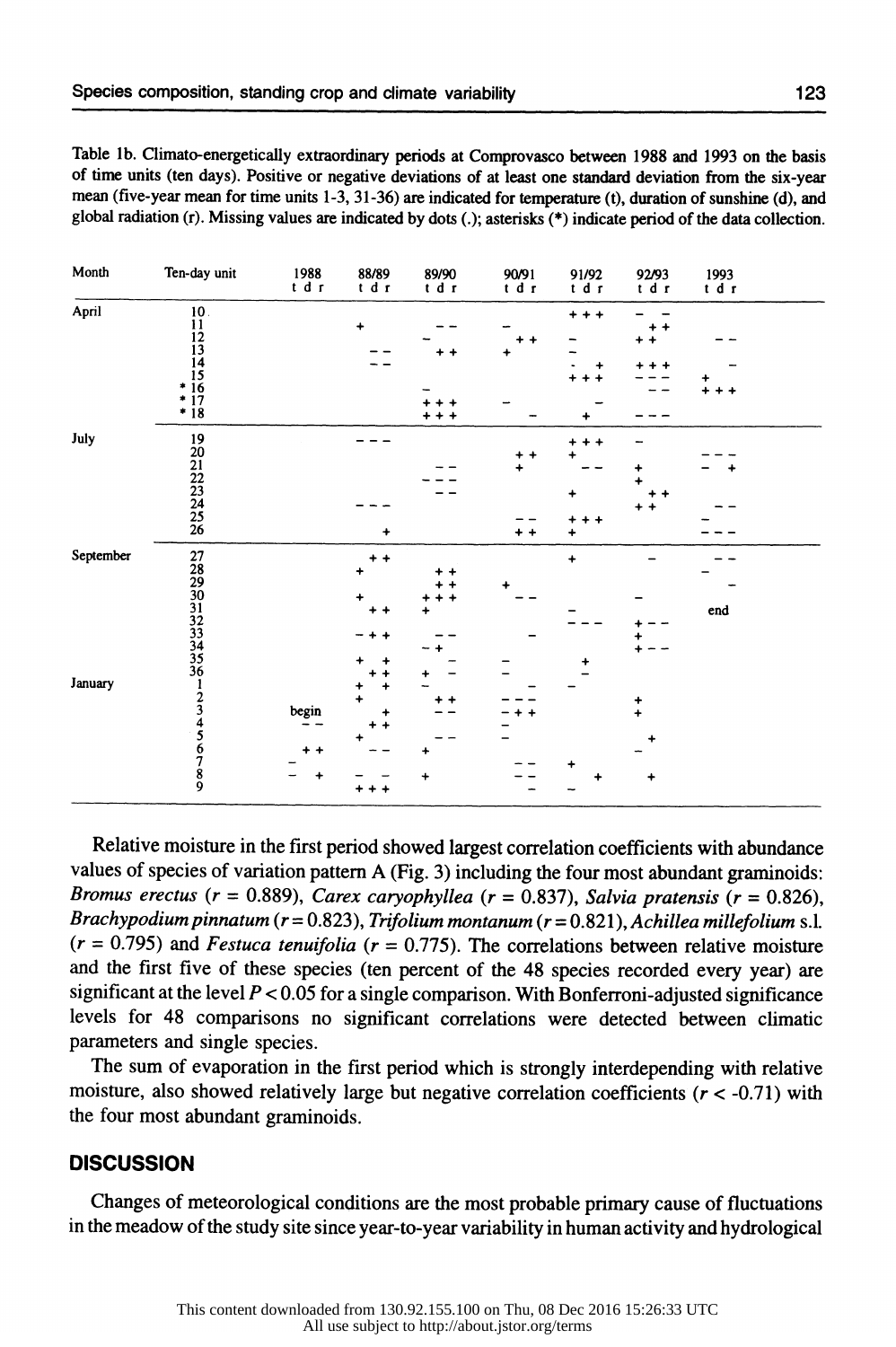Table 1b. Climato-energetically extraordinary periods at Comprovasco between 1988 and 1993 on the basis of time units (ten days). Positive or negative deviations of at least one standard deviation from the six-year mean (five-year mean for time units 1-3, 31-36) are indicated for temperature (t), duration of sunshine (d), and global radiation (r). Missing values are indicated by dots (.); asterisks (*) indicate period of the data collection.

| Month | Ten-day unit | 1988 | | | 88/89 | | | 89/90 | | | 90/91 | | | 91/92 | | | 92/93 | | | 1993 | | |
|---|---|---|---|---|---|---|---|---|---|---|---|---|---|---|---|---|---|---|---|---|---|---|
| | | t | d | r | t | d | r | t | d | r | t | d | r | t | d | r | t | d | r | t | d | r |
| April | 10 | | | | | | | | | | | | | + | + | + | – | | – | | | |
| | 11 | | | | + | | | – | – | | – | | | | | | | + | + | | | |
| | 12 | | | | | | | – | | | | + | + | – | | | + | + | | | – | – |
| | 13 | | | | – | – | | + | + | | + | | | – | | | | | | | | |
| | 14 | | | | – | – | | | | | | | | . | | + | + | + | + | | | – |
| | 15 | | | | | | | | | | | | | + | + | + | – | – | – | + | | |
| | * 16 | | | | | | | – | | | | | | | | | | – | – | + | + | + |
| | * 17 | | | | | | | + | + | + | – | | | | – | | | | | | | |
| | * 18 | | | | | | | + | + | + | | – | | | + | | – | – | – | | | |
| July | 19 | | | | – | – | – | | | | | | | + | + | + | – | | | | | |
| | 20 | | | | | | | | | | + | + | | + | | | | | | – | – | – |
| | 21 | | | | | | | | – | – | + | | | | – | – | + | | | – | | + |
| | 22 | | | | | | | – | – | – | | | | | | | + | | | | | |
| | 23 | | | | | | | | – | – | | | | + | | | | + | + | | | |
| | 24 | | | | – | – | – | | | | | | | | | | + | + | | | – | – |
| | 25 | | | | | | | | | | – | – | | + | + | + | | | | – | | |
| | 26 | | | | | + | | | | | + | + | | + | | | | | | – | – | – |
| September | 27 | | | | | + | + | | | | | | | + | | | | – | | | – | – |
| | 28 | | | | + | | | | + | + | | | | | | | | | | – | | |
| | 29 | | | | | | | | + | + | + | | | | | | | | | | | – |
| | 30 | | | | + | | | + | + | + | | – | – | | | | – | | | | | |
| | 31 | | | | | + | + | + | | | | | | – | | | | | | end | | |
| | 32 | | | | | | | | | | | | | – | – | – | + | – | – | | | |
| | 33 | | | | – | + | + | | – | – | | – | | | | | + | | | | | |
| | 34 | | | | | | | | – | + | | | | | | | + | – | – | | | |
| | 35 | | | | + | | + | | | – | – | | | | + | | | | | | | |
| | 36 | | | | | + | + | + | | – | – | | | | – | | | | | | | |
| January | 1 | | | | + | | + | – | | | | | – | – | | | | | | | | |
| | 2 | | | | + | | | | + | + | – | – | – | | | | + | | | | | |
| | 3 | begin | | | | | + | | – | – | – | + | + | | | | + | | | | | |
| | 4 | – | – | | | + | + | | | | – | | | | | | | | | | | |
| | 5 | | | | + | | | | – | – | – | | | | | | | + | | | | |
| | 6 | | + | + | | – | – | + | | | | | | | | | – | | | | | |
| | 7 | – | | | | | | | | | | – | – | + | | | | | | | | |
| | 8 | – | | + | – | | – | | + | | | – | – | | | + | | | + | | | |
| | 9 | | | | + | + | + | | | | | | – | – | | | | | | | | |

Relative moisture in the first period showed largest correlation coefficients with abundance values of species of variation pattern A (Fig. 3) including the four most abundant graminoids: *Bromus erectus* ($r = 0.889$), *Carex caryophyllea* ($r = 0.837$), *Salvia pratensis* ($r = 0.826$), *Brachypodium pinnatum* ($r = 0.823$), *Trifolium montanum* ($r = 0.821$), *Achillea millefolium* s.l. ($r = 0.795$) and *Festuca tenuifolia* ($r = 0.775$). The correlations between relative moisture and the first five of these species (ten percent of the 48 species recorded every year) are significant at the level $P < 0.05$ for a single comparison. With Bonferroni-adjusted significance levels for 48 comparisons no significant correlations were detected between climatic parameters and single species.

The sum of evaporation in the first period which is strongly interdepending with relative moisture, also showed relatively large but negative correlation coefficients ($r < -0.71$) with the four most abundant graminoids.

## DISCUSSION

Changes of meteorological conditions are the most probable primary cause of fluctuations in the meadow of the study site since year-to-year variability in human activity and hydrological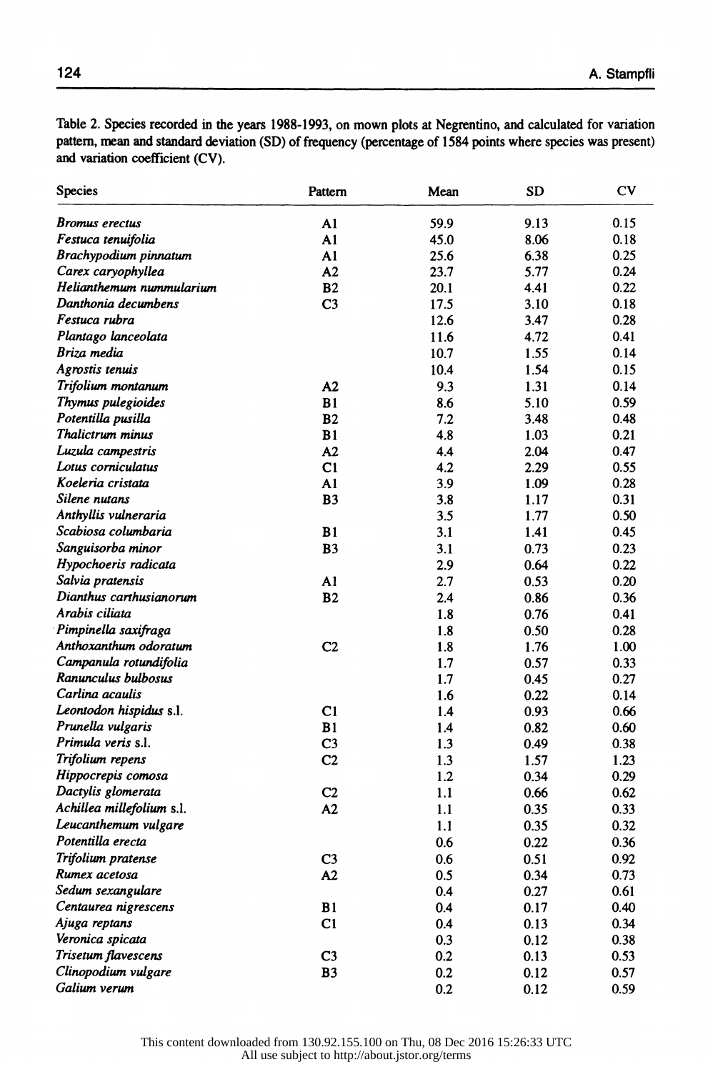Table 2. Species recorded in the years 1988-1993, on mown plots at Negrentino, and calculated for variation pattern, mean and standard deviation (SD) of frequency (percentage of 1584 points where species was present) and variation coefficient (CV).

| Species | Pattern | Mean | SD | CV |
|---|---|---|---|---|
| *Bromus erectus* | A1 | 59.9 | 9.13 | 0.15 |
| *Festuca tenuifolia* | A1 | 45.0 | 8.06 | 0.18 |
| *Brachypodium pinnatum* | A1 | 25.6 | 6.38 | 0.25 |
| *Carex caryophyllea* | A2 | 23.7 | 5.77 | 0.24 |
| *Helianthemum nummularium* | B2 | 20.1 | 4.41 | 0.22 |
| *Danthonia decumbens* | C3 | 17.5 | 3.10 | 0.18 |
| *Festuca rubra* | | 12.6 | 3.47 | 0.28 |
| *Plantago lanceolata* | | 11.6 | 4.72 | 0.41 |
| *Briza media* | | 10.7 | 1.55 | 0.14 |
| *Agrostis tenuis* | | 10.4 | 1.54 | 0.15 |
| *Trifolium montanum* | A2 | 9.3 | 1.31 | 0.14 |
| *Thymus pulegioides* | B1 | 8.6 | 5.10 | 0.59 |
| *Potentilla pusilla* | B2 | 7.2 | 3.48 | 0.48 |
| *Thalictrum minus* | B1 | 4.8 | 1.03 | 0.21 |
| *Luzula campestris* | A2 | 4.4 | 2.04 | 0.47 |
| *Lotus corniculatus* | C1 | 4.2 | 2.29 | 0.55 |
| *Koeleria cristata* | A1 | 3.9 | 1.09 | 0.28 |
| *Silene nutans* | B3 | 3.8 | 1.17 | 0.31 |
| *Anthyllis vulneraria* | | 3.5 | 1.77 | 0.50 |
| *Scabiosa columbaria* | B1 | 3.1 | 1.41 | 0.45 |
| *Sanguisorba minor* | B3 | 3.1 | 0.73 | 0.23 |
| *Hypochoeris radicata* | | 2.9 | 0.64 | 0.22 |
| *Salvia pratensis* | A1 | 2.7 | 0.53 | 0.20 |
| *Dianthus carthusianorum* | B2 | 2.4 | 0.86 | 0.36 |
| *Arabis ciliata* | | 1.8 | 0.76 | 0.41 |
| *Pimpinella saxifraga* | | 1.8 | 0.50 | 0.28 |
| *Anthoxanthum odoratum* | C2 | 1.8 | 1.76 | 1.00 |
| *Campanula rotundifolia* | | 1.7 | 0.57 | 0.33 |
| *Ranunculus bulbosus* | | 1.7 | 0.45 | 0.27 |
| *Carlina acaulis* | | 1.6 | 0.22 | 0.14 |
| *Leontodon hispidus* s.l. | C1 | 1.4 | 0.93 | 0.66 |
| *Prunella vulgaris* | B1 | 1.4 | 0.82 | 0.60 |
| *Primula veris* s.l. | C3 | 1.3 | 0.49 | 0.38 |
| *Trifolium repens* | C2 | 1.3 | 1.57 | 1.23 |
| *Hippocrepis comosa* | | 1.2 | 0.34 | 0.29 |
| *Dactylis glomerata* | C2 | 1.1 | 0.66 | 0.62 |
| *Achillea millefolium* s.l. | A2 | 1.1 | 0.35 | 0.33 |
| *Leucanthemum vulgare* | | 1.1 | 0.35 | 0.32 |
| *Potentilla erecta* | | 0.6 | 0.22 | 0.36 |
| *Trifolium pratense* | C3 | 0.6 | 0.51 | 0.92 |
| *Rumex acetosa* | A2 | 0.5 | 0.34 | 0.73 |
| *Sedum sexangulare* | | 0.4 | 0.27 | 0.61 |
| *Centaurea nigrescens* | B1 | 0.4 | 0.17 | 0.40 |
| *Ajuga reptans* | C1 | 0.4 | 0.13 | 0.34 |
| *Veronica spicata* | | 0.3 | 0.12 | 0.38 |
| *Trisetum flavescens* | C3 | 0.2 | 0.13 | 0.53 |
| *Clinopodium vulgare* | B3 | 0.2 | 0.12 | 0.57 |
| *Galium verum* | | 0.2 | 0.12 | 0.59 |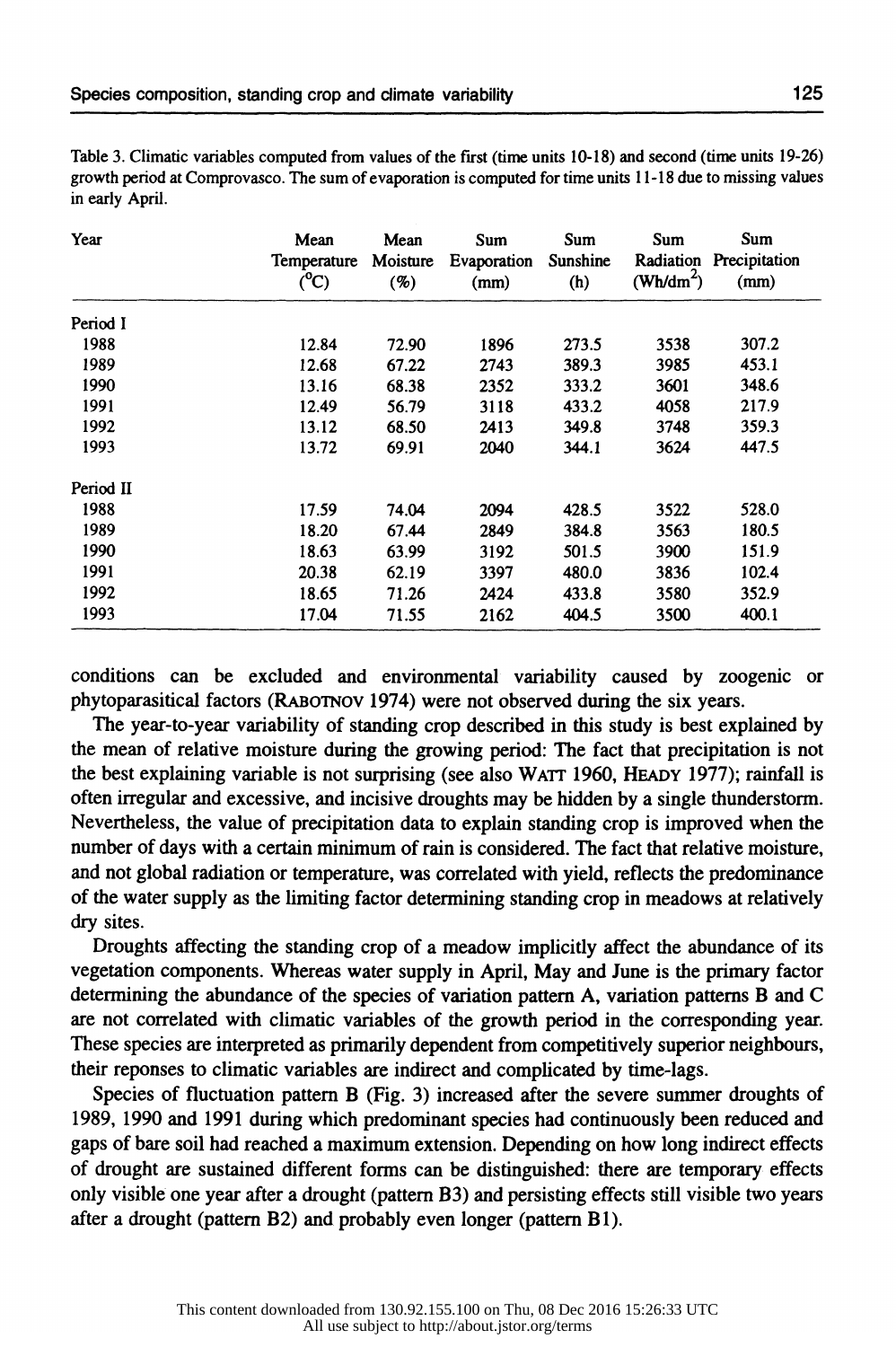Table 3. Climatic variables computed from values of the first (time units 10-18) and second (time units 19-26) growth period at Comprovasco. The sum of evaporation is computed for time units 11-18 due to missing values in early April.

| Year | Mean Temperature (°C) | Mean Moisture (%) | Sum Evaporation (mm) | Sum Sunshine (h) | Sum Radiation (Wh/dm²) | Sum Precipitation (mm) |
|---|---|---|---|---|---|---|
| Period I | | | | | | |
| 1988 | 12.84 | 72.90 | 1896 | 273.5 | 3538 | 307.2 |
| 1989 | 12.68 | 67.22 | 2743 | 389.3 | 3985 | 453.1 |
| 1990 | 13.16 | 68.38 | 2352 | 333.2 | 3601 | 348.6 |
| 1991 | 12.49 | 56.79 | 3118 | 433.2 | 4058 | 217.9 |
| 1992 | 13.12 | 68.50 | 2413 | 349.8 | 3748 | 359.3 |
| 1993 | 13.72 | 69.91 | 2040 | 344.1 | 3624 | 447.5 |
| Period II | | | | | | |
| 1988 | 17.59 | 74.04 | 2094 | 428.5 | 3522 | 528.0 |
| 1989 | 18.20 | 67.44 | 2849 | 384.8 | 3563 | 180.5 |
| 1990 | 18.63 | 63.99 | 3192 | 501.5 | 3900 | 151.9 |
| 1991 | 20.38 | 62.19 | 3397 | 480.0 | 3836 | 102.4 |
| 1992 | 18.65 | 71.26 | 2424 | 433.8 | 3580 | 352.9 |
| 1993 | 17.04 | 71.55 | 2162 | 404.5 | 3500 | 400.1 |

conditions can be excluded and environmental variability caused by zoogenic or phytoparasitical factors (RABOTNOV 1974) were not observed during the six years.

The year-to-year variability of standing crop described in this study is best explained by the mean of relative moisture during the growing period: The fact that precipitation is not the best explaining variable is not surprising (see also WATT 1960, HEADY 1977); rainfall is often irregular and excessive, and incisive droughts may be hidden by a single thunderstorm. Nevertheless, the value of precipitation data to explain standing crop is improved when the number of days with a certain minimum of rain is considered. The fact that relative moisture, and not global radiation or temperature, was correlated with yield, reflects the predominance of the water supply as the limiting factor determining standing crop in meadows at relatively dry sites.

Droughts affecting the standing crop of a meadow implicitly affect the abundance of its vegetation components. Whereas water supply in April, May and June is the primary factor determining the abundance of the species of variation pattern A, variation patterns B and C are not correlated with climatic variables of the growth period in the corresponding year. These species are interpreted as primarily dependent from competitively superior neighbours, their reponses to climatic variables are indirect and complicated by time-lags.

Species of fluctuation pattern B (Fig. 3) increased after the severe summer droughts of 1989, 1990 and 1991 during which predominant species had continuously been reduced and gaps of bare soil had reached a maximum extension. Depending on how long indirect effects of drought are sustained different forms can be distinguished: there are temporary effects only visible one year after a drought (pattern B3) and persisting effects still visible two years after a drought (pattern B2) and probably even longer (pattern B1).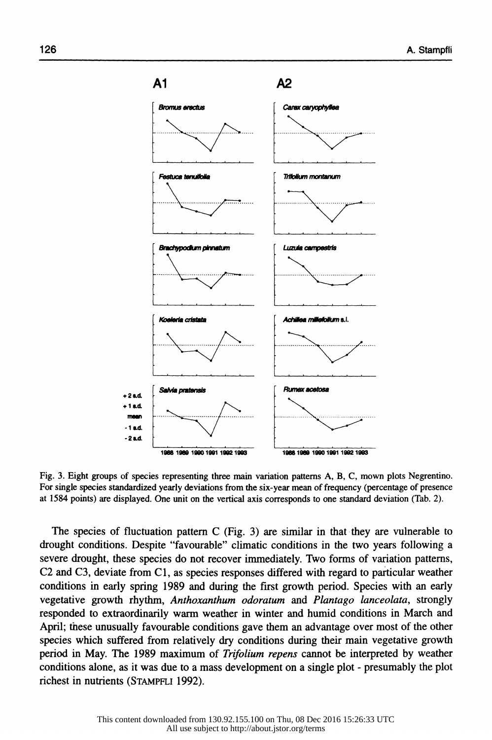Fig. 3. Eight groups of species representing three main variation patterns A, B, C, mown plots Negrentino. For single species standardized yearly deviations from the six-year mean of frequency (percentage of presence at 1584 points) are displayed. One unit on the vertical axis corresponds to one standard deviation (Tab. 2).

The species of fluctuation pattern C (Fig. 3) are similar in that they are vulnerable to drought conditions. Despite "favourable" climatic conditions in the two years following a severe drought, these species do not recover immediately. Two forms of variation patterns, C2 and C3, deviate from C1, as species responses differed with regard to particular weather conditions in early spring 1989 and during the first growth period. Species with an early vegetative growth rhythm, *Anthoxanthum odoratum* and *Plantago lanceolata*, strongly responded to extraordinarily warm weather in winter and humid conditions in March and April; these unusually favourable conditions gave them an advantage over most of the other species which suffered from relatively dry conditions during their main vegetative growth period in May. The 1989 maximum of *Trifolium repens* cannot be interpreted by weather conditions alone, as it was due to a mass development on a single plot - presumably the plot richest in nutrients (STAMPFLI 1992).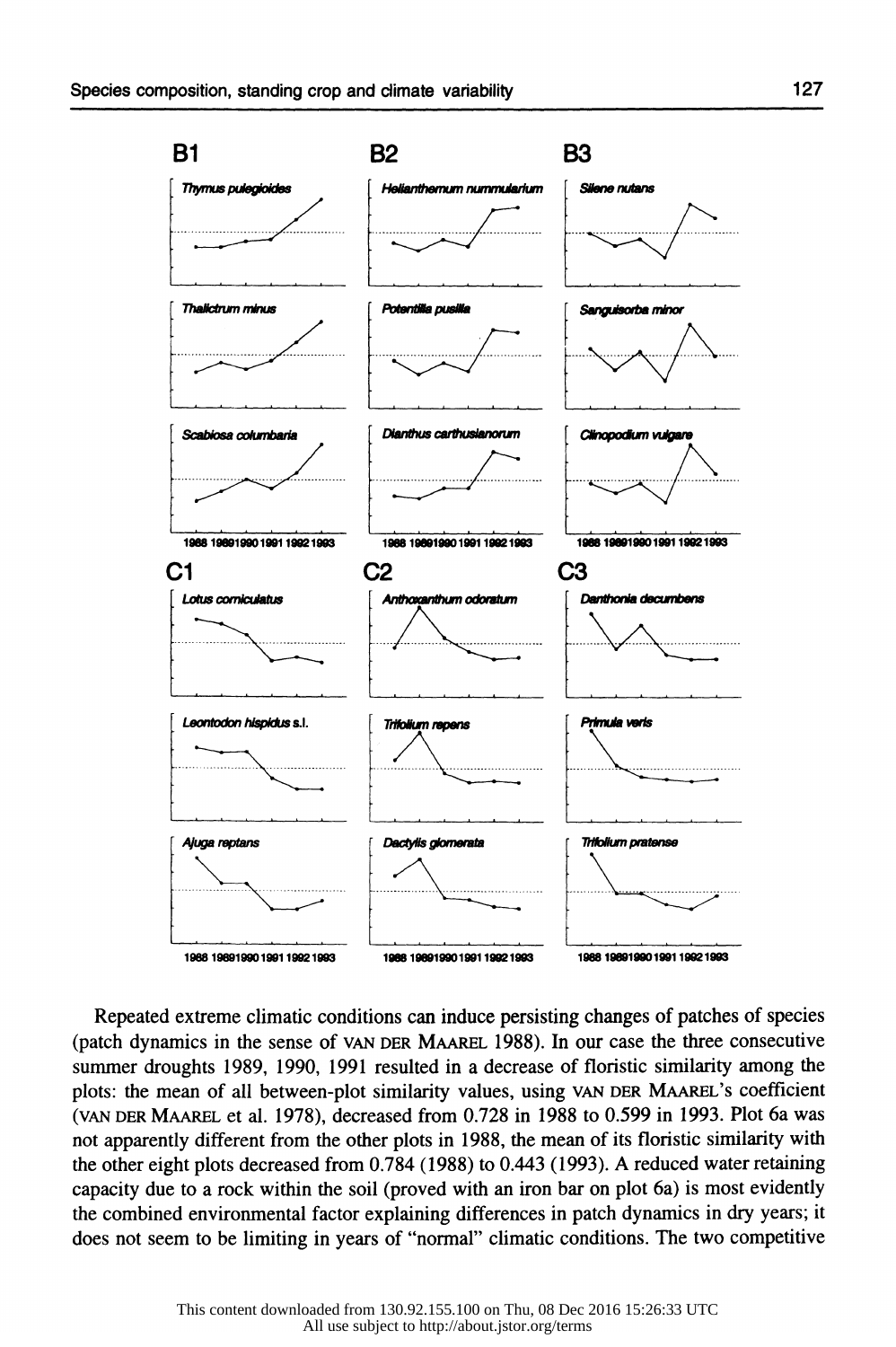Repeated extreme climatic conditions can induce persisting changes of patches of species (patch dynamics in the sense of VAN DER MAAREL 1988). In our case the three consecutive summer droughts 1989, 1990, 1991 resulted in a decrease of floristic similarity among the plots: the mean of all between-plot similarity values, using VAN DER MAAREL's coefficient (VAN DER MAAREL et al. 1978), decreased from 0.728 in 1988 to 0.599 in 1993. Plot 6a was not apparently different from the other plots in 1988, the mean of its floristic similarity with the other eight plots decreased from 0.784 (1988) to 0.443 (1993). A reduced water retaining capacity due to a rock within the soil (proved with an iron bar on plot 6a) is most evidently the combined environmental factor explaining differences in patch dynamics in dry years; it does not seem to be limiting in years of "normal" climatic conditions. The two competitive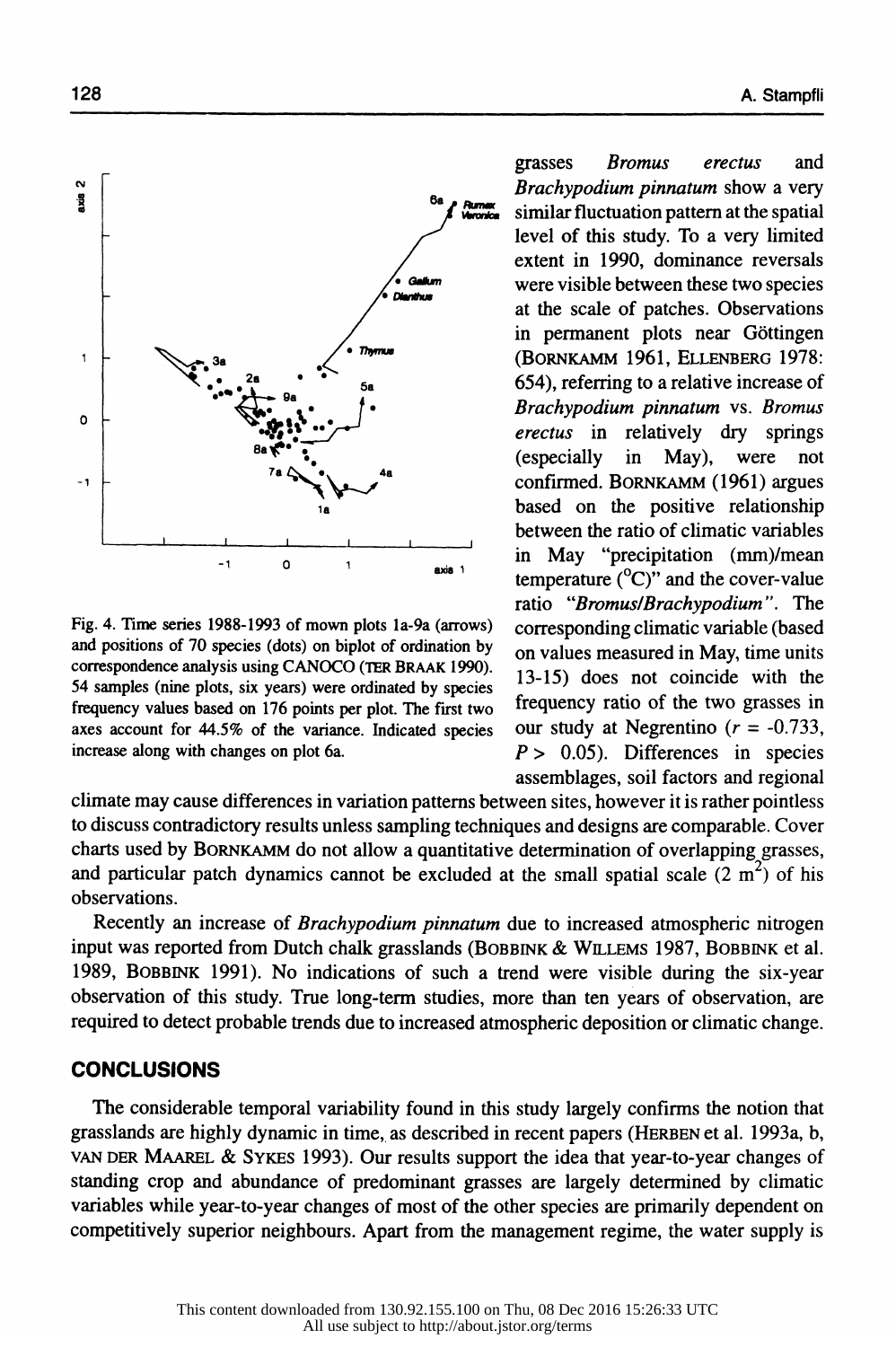Fig. 4. Time series 1988-1993 of mown plots 1a-9a (arrows) and positions of 70 species (dots) on biplot of ordination by correspondence analysis using CANOCO (TER BRAAK 1990). 54 samples (nine plots, six years) were ordinated by species frequency values based on 176 points per plot. The first two axes account for 44.5% of the variance. Indicated species increase along with changes on plot 6a.

grasses *Bromus erectus* and *Brachypodium pinnatum* show a very similar fluctuation pattern at the spatial level of this study. To a very limited extent in 1990, dominance reversals were visible between these two species at the scale of patches. Observations in permanent plots near Göttingen (BORNKAMM 1961, ELLENBERG 1978: 654), referring to a relative increase of *Brachypodium pinnatum* vs. *Bromus erectus* in relatively dry springs (especially in May), were not confirmed. BORNKAMM (1961) argues based on the positive relationship between the ratio of climatic variables in May "precipitation (mm)/mean temperature (°C)" and the cover-value ratio "*Bromus/Brachypodium*". The corresponding climatic variable (based on values measured in May, time units 13-15) does not coincide with the frequency ratio of the two grasses in our study at Negrentino ($r = -0.733$, $P > 0.05$). Differences in species assemblages, soil factors and regional climate may cause differences in variation patterns between sites, however it is rather pointless to discuss contradictory results unless sampling techniques and designs are comparable. Cover charts used by BORNKAMM do not allow a quantitative determination of overlapping grasses, and particular patch dynamics cannot be excluded at the small spatial scale (2 $m^2$) of his observations.

Recently an increase of *Brachypodium pinnatum* due to increased atmospheric nitrogen input was reported from Dutch chalk grasslands (BOBBINK & WILLEMS 1987, BOBBINK et al. 1989, BOBBINK 1991). No indications of such a trend were visible during the six-year observation of this study. True long-term studies, more than ten years of observation, are required to detect probable trends due to increased atmospheric deposition or climatic change.

## CONCLUSIONS

The considerable temporal variability found in this study largely confirms the notion that grasslands are highly dynamic in time, as described in recent papers (HERBEN et al. 1993a, b, VAN DER MAAREL & SYKES 1993). Our results support the idea that year-to-year changes of standing crop and abundance of predominant grasses are largely determined by climatic variables while year-to-year changes of most of the other species are primarily dependent on competitively superior neighbours. Apart from the management regime, the water supply is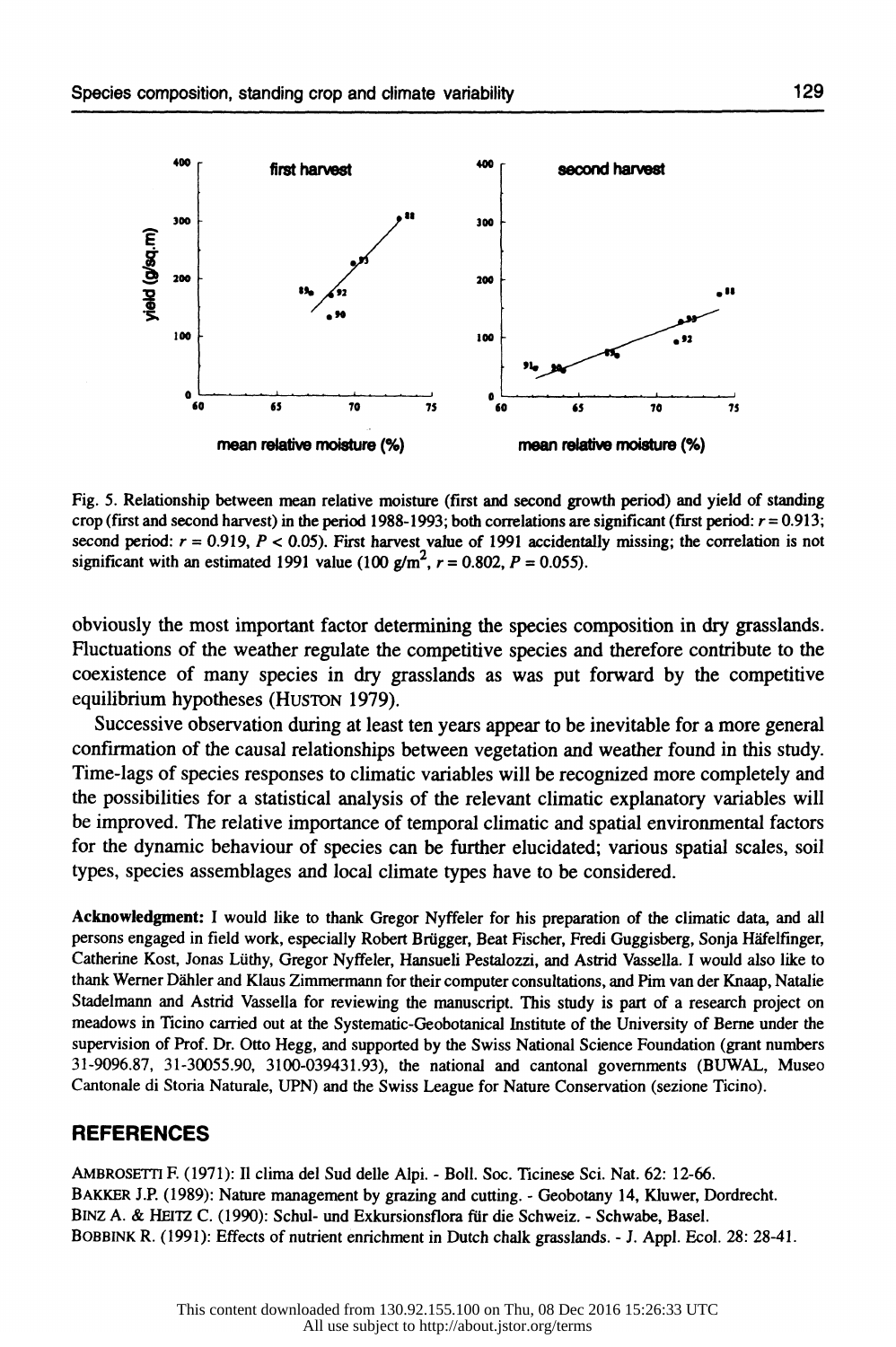Fig. 5. Relationship between mean relative moisture (first and second growth period) and yield of standing crop (first and second harvest) in the period 1988-1993; both correlations are significant (first period: $r = 0.913$; second period: $r = 0.919$, $P < 0.05$). First harvest value of 1991 accidentally missing; the correlation is not significant with an estimated 1991 value (100 $g/m^2$, $r = 0.802$, $P = 0.055$).

obviously the most important factor determining the species composition in dry grasslands. Fluctuations of the weather regulate the competitive species and therefore contribute to the coexistence of many species in dry grasslands as was put forward by the competitive equilibrium hypotheses (HUSTON 1979).

Successive observation during at least ten years appear to be inevitable for a more general confirmation of the causal relationships between vegetation and weather found in this study. Time-lags of species responses to climatic variables will be recognized more completely and the possibilities for a statistical analysis of the relevant climatic explanatory variables will be improved. The relative importance of temporal climatic and spatial environmental factors for the dynamic behaviour of species can be further elucidated; various spatial scales, soil types, species assemblages and local climate types have to be considered.

**Acknowledgment:** I would like to thank Gregor Nyffeler for his preparation of the climatic data, and all persons engaged in field work, especially Robert Brügger, Beat Fischer, Fredi Guggisberg, Sonja Häfelfinger, Catherine Kost, Jonas Lüthy, Gregor Nyffeler, Hansueli Pestalozzi, and Astrid Vassella. I would also like to thank Werner Dähler and Klaus Zimmermann for their computer consultations, and Pim van der Knaap, Natalie Stadelmann and Astrid Vassella for reviewing the manuscript. This study is part of a research project on meadows in Ticino carried out at the Systematic-Geobotanical Institute of the University of Berne under the supervision of Prof. Dr. Otto Hegg, and supported by the Swiss National Science Foundation (grant numbers 31-9096.87, 31-30055.90, 3100-039431.93), the national and cantonal governments (BUWAL, Museo Cantonale di Storia Naturale, UPN) and the Swiss League for Nature Conservation (sezione Ticino).

## REFERENCES

AMBROSETTI F. (1971): Il clima del Sud delle Alpi. - Boll. Soc. Ticinese Sci. Nat. 62: 12-66.

BAKKER J.P. (1989): Nature management by grazing and cutting. - Geobotany 14, Kluwer, Dordrecht.

BINZ A. & HEITZ C. (1990): Schul- und Exkursionsflora für die Schweiz. - Schwabe, Basel.

BOBBINK R. (1991): Effects of nutrient enrichment in Dutch chalk grasslands. - J. Appl. Ecol. 28: 28-41.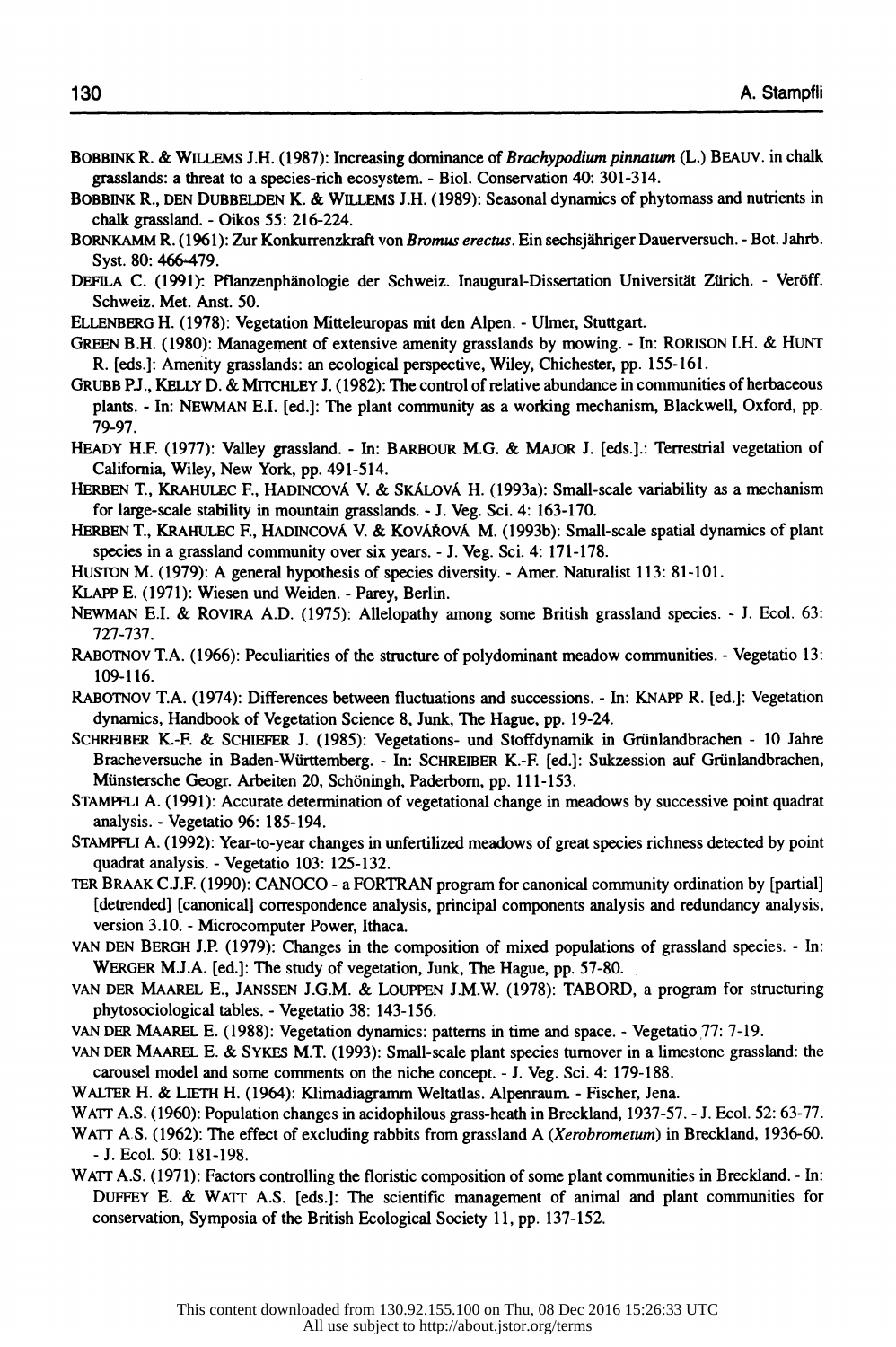BOBBINK R. & WILLEMS J.H. (1987): Increasing dominance of *Brachypodium pinnatum* (L.) BEAUV. in chalk grasslands: a threat to a species-rich ecosystem. - Biol. Conservation 40: 301-314.

BOBBINK R., DEN DUBBELDEN K. & WILLEMS J.H. (1989): Seasonal dynamics of phytomass and nutrients in chalk grassland. - Oikos 55: 216-224.

BORNKAMM R. (1961): Zur Konkurrenzkraft von *Bromus erectus*. Ein sechsjähriger Dauerversuch. - Bot. Jahrb. Syst. 80: 466-479.

DEFILA C. (1991): Pflanzenphänologie der Schweiz. Inaugural-Dissertation Universität Zürich. - Veröff. Schweiz. Met. Anst. 50.

ELLENBERG H. (1978): Vegetation Mitteleuropas mit den Alpen. - Ulmer, Stuttgart.

GREEN B.H. (1980): Management of extensive amenity grasslands by mowing. - In: RORISON I.H. & HUNT R. [eds.]: Amenity grasslands: an ecological perspective, Wiley, Chichester, pp. 155-161.

GRUBB P.J., KELLY D. & MITCHLEY J. (1982): The control of relative abundance in communities of herbaceous plants. - In: NEWMAN E.I. [ed.]: The plant community as a working mechanism, Blackwell, Oxford, pp. 79-97.

HEADY H.F. (1977): Valley grassland. - In: BARBOUR M.G. & MAJOR J. [eds.].: Terrestrial vegetation of California, Wiley, New York, pp. 491-514.

HERBEN T., KRAHULEC F., HADINCOVÁ V. & SKÁLOVÁ H. (1993a): Small-scale variability as a mechanism for large-scale stability in mountain grasslands. - J. Veg. Sci. 4: 163-170.

HERBEN T., KRAHULEC F., HADINCOVÁ V. & KOVÁŘOVÁ M. (1993b): Small-scale spatial dynamics of plant species in a grassland community over six years. - J. Veg. Sci. 4: 171-178.

HUSTON M. (1979): A general hypothesis of species diversity. - Amer. Naturalist 113: 81-101.

KLAPP E. (1971): Wiesen und Weiden. - Parey, Berlin.

NEWMAN E.I. & ROVIRA A.D. (1975): Allelopathy among some British grassland species. - J. Ecol. 63: 727-737.

RABOTNOV T.A. (1966): Peculiarities of the structure of polydominant meadow communities. - Vegetatio 13: 109-116.

RABOTNOV T.A. (1974): Differences between fluctuations and successions. - In: KNAPP R. [ed.]: Vegetation dynamics, Handbook of Vegetation Science 8, Junk, The Hague, pp. 19-24.

SCHREIBER K.-F. & SCHIEFER J. (1985): Vegetations- und Stoffdynamik in Grünlandbrachen - 10 Jahre Bracheversuche in Baden-Württemberg. - In: SCHREIBER K.-F. [ed.]: Sukzession auf Grünlandbrachen, Münstersche Geogr. Arbeiten 20, Schöningh, Paderborn, pp. 111-153.

STAMPFLI A. (1991): Accurate determination of vegetational change in meadows by successive point quadrat analysis. - Vegetatio 96: 185-194.

STAMPFLI A. (1992): Year-to-year changes in unfertilized meadows of great species richness detected by point quadrat analysis. - Vegetatio 103: 125-132.

TER BRAAK C.J.F. (1990): CANOCO - a FORTRAN program for canonical community ordination by [partial] [detrended] [canonical] correspondence analysis, principal components analysis and redundancy analysis, version 3.10. - Microcomputer Power, Ithaca.

VAN DEN BERGH J.P. (1979): Changes in the composition of mixed populations of grassland species. - In: WERGER M.J.A. [ed.]: The study of vegetation, Junk, The Hague, pp. 57-80.

VAN DER MAAREL E., JANSSEN J.G.M. & LOUPPEN J.M.W. (1978): TABORD, a program for structuring phytosociological tables. - Vegetatio 38: 143-156.

VAN DER MAAREL E. (1988): Vegetation dynamics: patterns in time and space. - Vegetatio 77: 7-19.

VAN DER MAAREL E. & SYKES M.T. (1993): Small-scale plant species turnover in a limestone grassland: the carousel model and some comments on the niche concept. - J. Veg. Sci. 4: 179-188.

WALTER H. & LIETH H. (1964): Klimadiagramm Weltatlas. Alpenraum. - Fischer, Jena.

WATT A.S. (1960): Population changes in acidophilous grass-heath in Breckland, 1937-57. - J. Ecol. 52: 63-77.

WATT A.S. (1962): The effect of excluding rabbits from grassland A (*Xerobrometum*) in Breckland, 1936-60. - J. Ecol. 50: 181-198.

WATT A.S. (1971): Factors controlling the floristic composition of some plant communities in Breckland. - In: DUFFEY E. & WATT A.S. [eds.]: The scientific management of animal and plant communities for conservation, Symposia of the British Ecological Society 11, pp. 137-152.